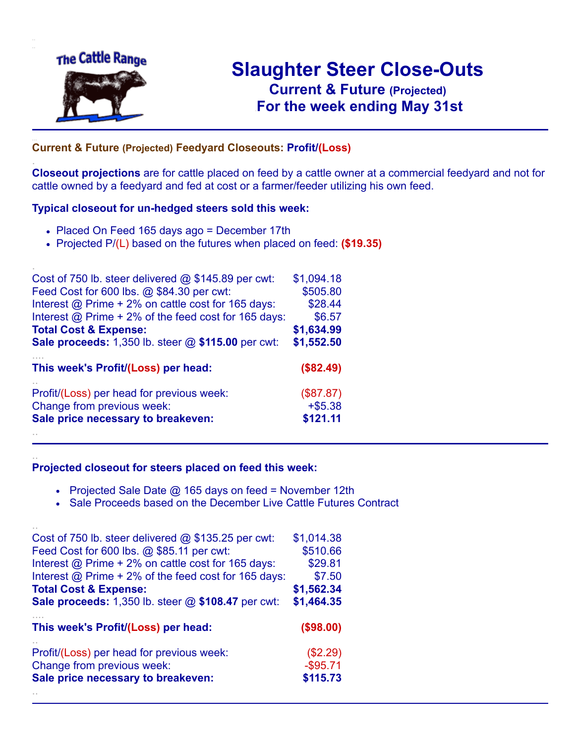The Cattle Range

# Slaughter Steer Close-Outs

## Current & Future (Projected)

## For the week ending May 31st

**Current & Future (Projected) Feedyard Closeouts: Profit/(Loss)**

**Closeout projections** are for cattle placed on feed by a cattle owner at a commercial feedyard and not for cattle owned by a feedyard and fed at cost or a farmer/feeder utilizing his own feed.

**Typical closeout for un-hedged steers sold this week:**

- Placed On Feed 165 days ago = December 17th
- Projected P/(L) based on the futures when placed on feed: **($19.35)**

| | |
|---|---|
| Cost of 750 lb. steer delivered @ $145.89 per cwt: | $1,094.18 |
| Feed Cost for 600 lbs. @ $84.30 per cwt: | $505.80 |
| Interest @ Prime + 2% on cattle cost for 165 days: | $28.44 |
| Interest @ Prime + 2% of the feed cost for 165 days: | $6.57 |
| **Total Cost & Expense:** | **$1,634.99** |
| **Sale proceeds:** 1,350 lb. steer @ **$115.00** per cwt: | **$1,552.50** |
| **This week's Profit/(Loss) per head:** | **($82.49)** |
| Profit/(Loss) per head for previous week: | ($87.87) |
| Change from previous week: | +$5.38 |
| **Sale price necessary to breakeven:** | **$121.11** |

**Projected closeout for steers placed on feed this week:**

- Projected Sale Date @ 165 days on feed = November 12th
- Sale Proceeds based on the December Live Cattle Futures Contract

| | |
|---|---|
| Cost of 750 lb. steer delivered @ $135.25 per cwt: | $1,014.38 |
| Feed Cost for 600 lbs. @ $85.11 per cwt: | $510.66 |
| Interest @ Prime + 2% on cattle cost for 165 days: | $29.81 |
| Interest @ Prime + 2% of the feed cost for 165 days: | $7.50 |
| **Total Cost & Expense:** | **$1,562.34** |
| **Sale proceeds:** 1,350 lb. steer @ **$108.47** per cwt: | **$1,464.35** |
| **This week's Profit/(Loss) per head:** | **($98.00)** |
| Profit/(Loss) per head for previous week: | ($2.29) |
| Change from previous week: | -$95.71 |
| **Sale price necessary to breakeven:** | **$115.73** |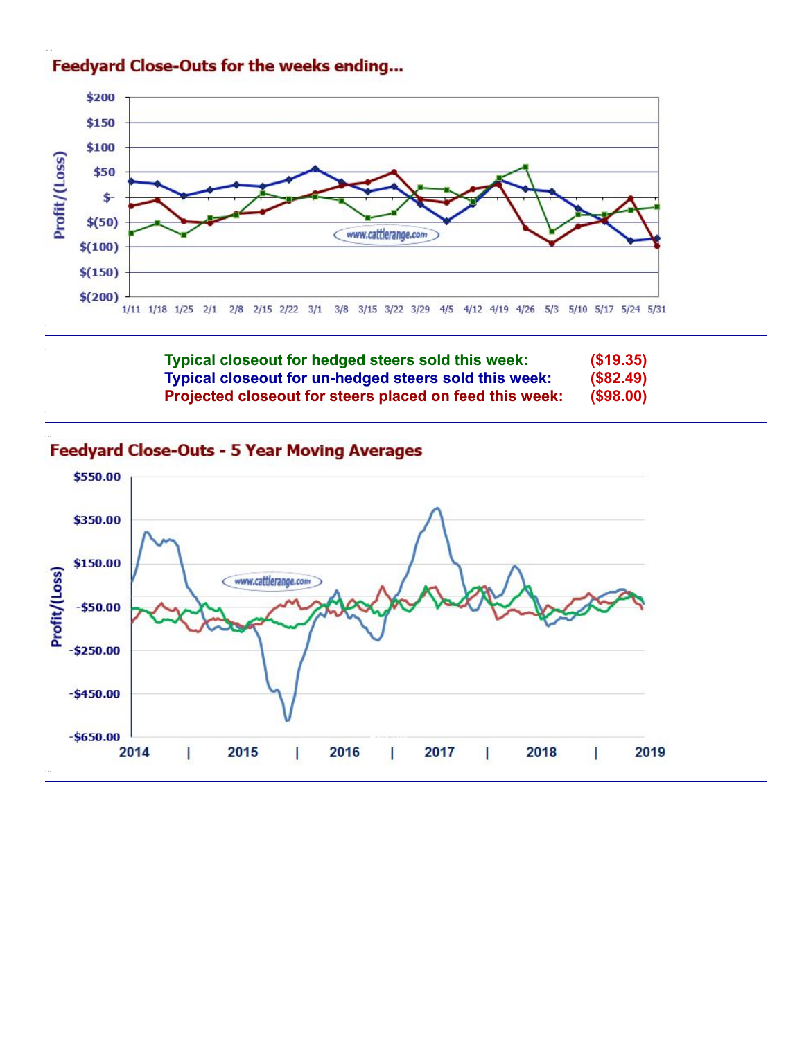## Feedyard Close-Outs for the weeks ending...

Profit/(Loss)

$200
$150
$100
$50
$-
$(50)
$(100)
$(150)
$(200)

1/11 1/18 1/25 2/1 2/8 2/15 2/22 3/1 3/8 3/15 3/22 3/29 4/5 4/12 4/19 4/26 5/3 5/10 5/17 5/24 5/31

www.cattlerange.com

---

**Typical closeout for hedged steers sold this week:** **($19.35)**

**Typical closeout for un-hedged steers sold this week:** **($82.49)**

**Projected closeout for steers placed on feed this week:** **($98.00)**

---

## Feedyard Close-Outs - 5 Year Moving Averages

Profit/(Loss)

$550.00
$350.00
$150.00
-$50.00
-$250.00
-$450.00
-$650.00

2014 | 2015 | 2016 | 2017 | 2018 | 2019

www.cattlerange.com